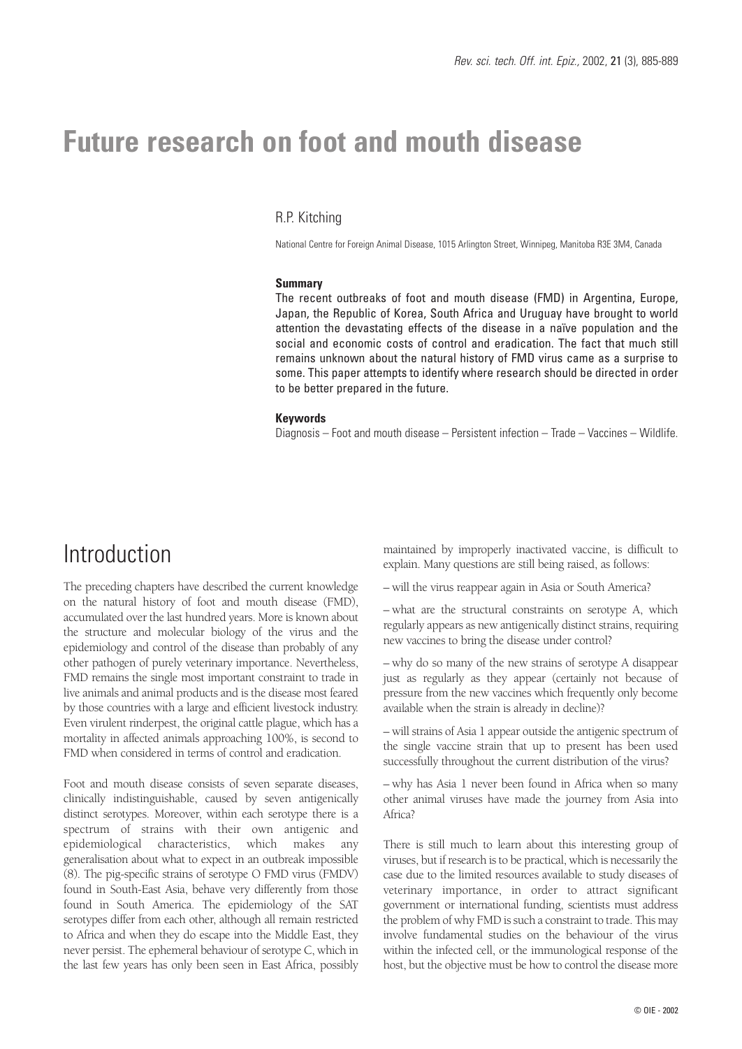# Future research on foot and mouth disease

R.P. Kitching

National Centre for Foreign Animal Disease, 1015 Arlington Street, Winnipeg, Manitoba R3E 3M4, Canada

**Summary**

The recent outbreaks of foot and mouth disease (FMD) in Argentina, Europe, Japan, the Republic of Korea, South Africa and Uruguay have brought to world attention the devastating effects of the disease in a naïve population and the social and economic costs of control and eradication. The fact that much still remains unknown about the natural history of FMD virus came as a surprise to some. This paper attempts to identify where research should be directed in order to be better prepared in the future.

**Keywords**

Diagnosis – Foot and mouth disease – Persistent infection – Trade – Vaccines – Wildlife.

## Introduction

The preceding chapters have described the current knowledge on the natural history of foot and mouth disease (FMD), accumulated over the last hundred years. More is known about the structure and molecular biology of the virus and the epidemiology and control of the disease than probably of any other pathogen of purely veterinary importance. Nevertheless, FMD remains the single most important constraint to trade in live animals and animal products and is the disease most feared by those countries with a large and efficient livestock industry. Even virulent rinderpest, the original cattle plague, which has a mortality in affected animals approaching 100%, is second to FMD when considered in terms of control and eradication.

Foot and mouth disease consists of seven separate diseases, clinically indistinguishable, caused by seven antigenically distinct serotypes. Moreover, within each serotype there is a spectrum of strains with their own antigenic and epidemiological characteristics, which makes any generalisation about what to expect in an outbreak impossible (8). The pig-specific strains of serotype O FMD virus (FMDV) found in South-East Asia, behave very differently from those found in South America. The epidemiology of the SAT serotypes differ from each other, although all remain restricted to Africa and when they do escape into the Middle East, they never persist. The ephemeral behaviour of serotype C, which in the last few years has only been seen in East Africa, possibly maintained by improperly inactivated vaccine, is difficult to explain. Many questions are still being raised, as follows:

– will the virus reappear again in Asia or South America?

– what are the structural constraints on serotype A, which regularly appears as new antigenically distinct strains, requiring new vaccines to bring the disease under control?

– why do so many of the new strains of serotype A disappear just as regularly as they appear (certainly not because of pressure from the new vaccines which frequently only become available when the strain is already in decline)?

– will strains of Asia 1 appear outside the antigenic spectrum of the single vaccine strain that up to present has been used successfully throughout the current distribution of the virus?

– why has Asia 1 never been found in Africa when so many other animal viruses have made the journey from Asia into Africa?

There is still much to learn about this interesting group of viruses, but if research is to be practical, which is necessarily the case due to the limited resources available to study diseases of veterinary importance, in order to attract significant government or international funding, scientists must address the problem of why FMD is such a constraint to trade. This may involve fundamental studies on the behaviour of the virus within the infected cell, or the immunological response of the host, but the objective must be how to control the disease more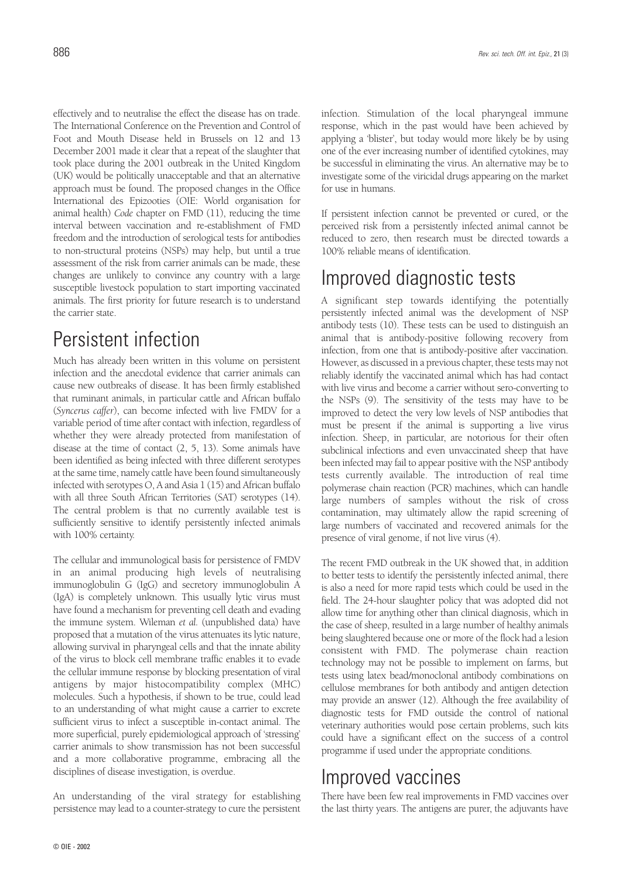effectively and to neutralise the effect the disease has on trade. The International Conference on the Prevention and Control of Foot and Mouth Disease held in Brussels on 12 and 13 December 2001 made it clear that a repeat of the slaughter that took place during the 2001 outbreak in the United Kingdom (UK) would be politically unacceptable and that an alternative approach must be found. The proposed changes in the Office International des Epizooties (OIE: World organisation for animal health) *Code* chapter on FMD (11), reducing the time interval between vaccination and re-establishment of FMD freedom and the introduction of serological tests for antibodies to non-structural proteins (NSPs) may help, but until a true assessment of the risk from carrier animals can be made, these changes are unlikely to convince any country with a large susceptible livestock population to start importing vaccinated animals. The first priority for future research is to understand the carrier state.

# Persistent infection

Much has already been written in this volume on persistent infection and the anecdotal evidence that carrier animals can cause new outbreaks of disease. It has been firmly established that ruminant animals, in particular cattle and African buffalo (*Syncerus caffer*), can become infected with live FMDV for a variable period of time after contact with infection, regardless of whether they were already protected from manifestation of disease at the time of contact (2, 5, 13). Some animals have been identified as being infected with three different serotypes at the same time, namely cattle have been found simultaneously infected with serotypes O, A and Asia 1 (15) and African buffalo with all three South African Territories (SAT) serotypes (14). The central problem is that no currently available test is sufficiently sensitive to identify persistently infected animals with 100% certainty.

The cellular and immunological basis for persistence of FMDV in an animal producing high levels of neutralising immunoglobulin G (IgG) and secretory immunoglobulin A (IgA) is completely unknown. This usually lytic virus must have found a mechanism for preventing cell death and evading the immune system. Wileman *et al.* (unpublished data) have proposed that a mutation of the virus attenuates its lytic nature, allowing survival in pharyngeal cells and that the innate ability of the virus to block cell membrane traffic enables it to evade the cellular immune response by blocking presentation of viral antigens by major histocompatibility complex (MHC) molecules. Such a hypothesis, if shown to be true, could lead to an understanding of what might cause a carrier to excrete sufficient virus to infect a susceptible in-contact animal. The more superficial, purely epidemiological approach of 'stressing' carrier animals to show transmission has not been successful and a more collaborative programme, embracing all the disciplines of disease investigation, is overdue.

An understanding of the viral strategy for establishing persistence may lead to a counter-strategy to cure the persistent infection. Stimulation of the local pharyngeal immune response, which in the past would have been achieved by applying a 'blister', but today would more likely be by using one of the ever increasing number of identified cytokines, may be successful in eliminating the virus. An alternative may be to investigate some of the viricidal drugs appearing on the market for use in humans.

If persistent infection cannot be prevented or cured, or the perceived risk from a persistently infected animal cannot be reduced to zero, then research must be directed towards a 100% reliable means of identification.

# Improved diagnostic tests

A significant step towards identifying the potentially persistently infected animal was the development of NSP antibody tests (10). These tests can be used to distinguish an animal that is antibody-positive following recovery from infection, from one that is antibody-positive after vaccination. However, as discussed in a previous chapter, these tests may not reliably identify the vaccinated animal which has had contact with live virus and become a carrier without sero-converting to the NSPs (9). The sensitivity of the tests may have to be improved to detect the very low levels of NSP antibodies that must be present if the animal is supporting a live virus infection. Sheep, in particular, are notorious for their often subclinical infections and even unvaccinated sheep that have been infected may fail to appear positive with the NSP antibody tests currently available. The introduction of real time polymerase chain reaction (PCR) machines, which can handle large numbers of samples without the risk of cross contamination, may ultimately allow the rapid screening of large numbers of vaccinated and recovered animals for the presence of viral genome, if not live virus (4).

The recent FMD outbreak in the UK showed that, in addition to better tests to identify the persistently infected animal, there is also a need for more rapid tests which could be used in the field. The 24-hour slaughter policy that was adopted did not allow time for anything other than clinical diagnosis, which in the case of sheep, resulted in a large number of healthy animals being slaughtered because one or more of the flock had a lesion consistent with FMD. The polymerase chain reaction technology may not be possible to implement on farms, but tests using latex bead/monoclonal antibody combinations on cellulose membranes for both antibody and antigen detection may provide an answer (12). Although the free availability of diagnostic tests for FMD outside the control of national veterinary authorities would pose certain problems, such kits could have a significant effect on the success of a control programme if used under the appropriate conditions.

# Improved vaccines

There have been few real improvements in FMD vaccines over the last thirty years. The antigens are purer, the adjuvants have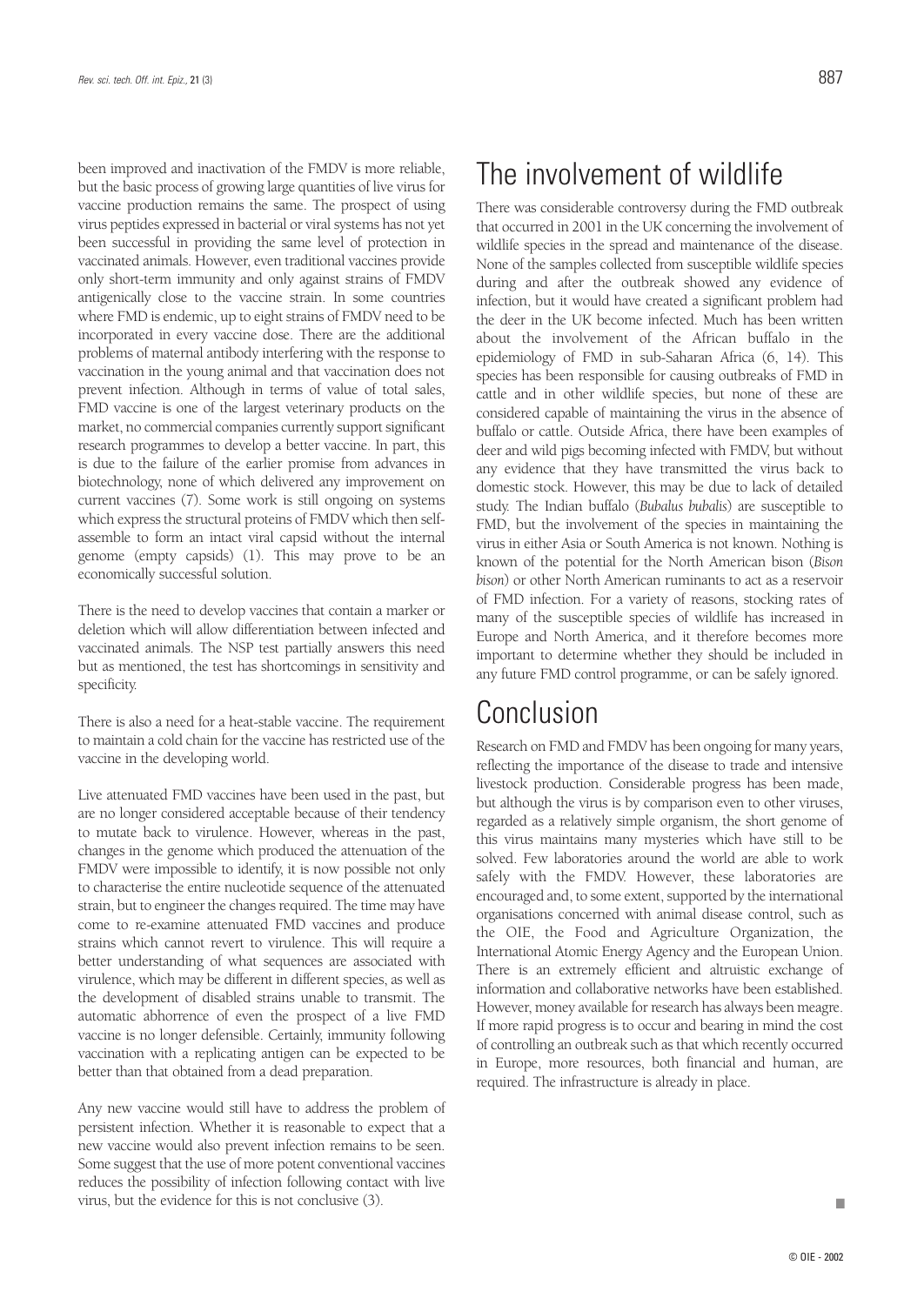been improved and inactivation of the FMDV is more reliable, but the basic process of growing large quantities of live virus for vaccine production remains the same. The prospect of using virus peptides expressed in bacterial or viral systems has not yet been successful in providing the same level of protection in vaccinated animals. However, even traditional vaccines provide only short-term immunity and only against strains of FMDV antigenically close to the vaccine strain. In some countries where FMD is endemic, up to eight strains of FMDV need to be incorporated in every vaccine dose. There are the additional problems of maternal antibody interfering with the response to vaccination in the young animal and that vaccination does not prevent infection. Although in terms of value of total sales, FMD vaccine is one of the largest veterinary products on the market, no commercial companies currently support significant research programmes to develop a better vaccine. In part, this is due to the failure of the earlier promise from advances in biotechnology, none of which delivered any improvement on current vaccines (7). Some work is still ongoing on systems which express the structural proteins of FMDV which then self-assemble to form an intact viral capsid without the internal genome (empty capsids) (1). This may prove to be an economically successful solution.

There is the need to develop vaccines that contain a marker or deletion which will allow differentiation between infected and vaccinated animals. The NSP test partially answers this need but as mentioned, the test has shortcomings in sensitivity and specificity.

There is also a need for a heat-stable vaccine. The requirement to maintain a cold chain for the vaccine has restricted use of the vaccine in the developing world.

Live attenuated FMD vaccines have been used in the past, but are no longer considered acceptable because of their tendency to mutate back to virulence. However, whereas in the past, changes in the genome which produced the attenuation of the FMDV were impossible to identify, it is now possible not only to characterise the entire nucleotide sequence of the attenuated strain, but to engineer the changes required. The time may have come to re-examine attenuated FMD vaccines and produce strains which cannot revert to virulence. This will require a better understanding of what sequences are associated with virulence, which may be different in different species, as well as the development of disabled strains unable to transmit. The automatic abhorrence of even the prospect of a live FMD vaccine is no longer defensible. Certainly, immunity following vaccination with a replicating antigen can be expected to be better than that obtained from a dead preparation.

Any new vaccine would still have to address the problem of persistent infection. Whether it is reasonable to expect that a new vaccine would also prevent infection remains to be seen. Some suggest that the use of more potent conventional vaccines reduces the possibility of infection following contact with live virus, but the evidence for this is not conclusive (3).

# The involvement of wildlife

There was considerable controversy during the FMD outbreak that occurred in 2001 in the UK concerning the involvement of wildlife species in the spread and maintenance of the disease. None of the samples collected from susceptible wildlife species during and after the outbreak showed any evidence of infection, but it would have created a significant problem had the deer in the UK become infected. Much has been written about the involvement of the African buffalo in the epidemiology of FMD in sub-Saharan Africa (6, 14). This species has been responsible for causing outbreaks of FMD in cattle and in other wildlife species, but none of these are considered capable of maintaining the virus in the absence of buffalo or cattle. Outside Africa, there have been examples of deer and wild pigs becoming infected with FMDV, but without any evidence that they have transmitted the virus back to domestic stock. However, this may be due to lack of detailed study. The Indian buffalo (*Bubalus bubalis*) are susceptible to FMD, but the involvement of the species in maintaining the virus in either Asia or South America is not known. Nothing is known of the potential for the North American bison (*Bison bison*) or other North American ruminants to act as a reservoir of FMD infection. For a variety of reasons, stocking rates of many of the susceptible species of wildlife has increased in Europe and North America, and it therefore becomes more important to determine whether they should be included in any future FMD control programme, or can be safely ignored.

# Conclusion

Research on FMD and FMDV has been ongoing for many years, reflecting the importance of the disease to trade and intensive livestock production. Considerable progress has been made, but although the virus is by comparison even to other viruses, regarded as a relatively simple organism, the short genome of this virus maintains many mysteries which have still to be solved. Few laboratories around the world are able to work safely with the FMDV. However, these laboratories are encouraged and, to some extent, supported by the international organisations concerned with animal disease control, such as the OIE, the Food and Agriculture Organization, the International Atomic Energy Agency and the European Union. There is an extremely efficient and altruistic exchange of information and collaborative networks have been established. However, money available for research has always been meagre. If more rapid progress is to occur and bearing in mind the cost of controlling an outbreak such as that which recently occurred in Europe, more resources, both financial and human, are required. The infrastructure is already in place.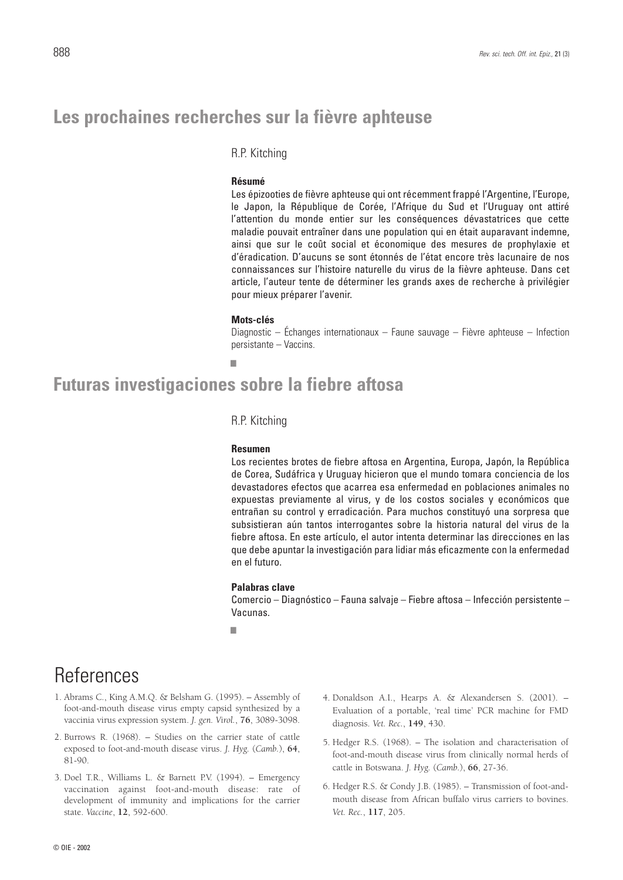## Les prochaines recherches sur la fièvre aphteuse

R.P. Kitching

### Résumé

Les épizooties de fièvre aphteuse qui ont récemment frappé l'Argentine, l'Europe, le Japon, la République de Corée, l'Afrique du Sud et l'Uruguay ont attiré l'attention du monde entier sur les conséquences dévastatrices que cette maladie pouvait entraîner dans une population qui en était auparavant indemne, ainsi que sur le coût social et économique des mesures de prophylaxie et d'éradication. D'aucuns se sont étonnés de l'état encore très lacunaire de nos connaissances sur l'histoire naturelle du virus de la fièvre aphteuse. Dans cet article, l'auteur tente de déterminer les grands axes de recherche à privilégier pour mieux préparer l'avenir.

### Mots-clés

Diagnostic – Échanges internationaux – Faune sauvage – Fièvre aphteuse – Infection persistante – Vaccins.

## Futuras investigaciones sobre la fiebre aftosa

R.P. Kitching

### Resumen

Los recientes brotes de fiebre aftosa en Argentina, Europa, Japón, la República de Corea, Sudáfrica y Uruguay hicieron que el mundo tomara conciencia de los devastadores efectos que acarrea esa enfermedad en poblaciones animales no expuestas previamente al virus, y de los costos sociales y económicos que entrañan su control y erradicación. Para muchos constituyó una sorpresa que subsistieran aún tantos interrogantes sobre la historia natural del virus de la fiebre aftosa. En este artículo, el autor intenta determinar las direcciones en las que debe apuntar la investigación para lidiar más eficazmente con la enfermedad en el futuro.

### Palabras clave

Comercio – Diagnóstico – Fauna salvaje – Fiebre aftosa – Infección persistente – Vacunas.

# References

1. Abrams C., King A.M.Q. & Belsham G. (1995). – Assembly of foot-and-mouth disease virus empty capsid synthesized by a vaccinia virus expression system. *J. gen. Virol.*, **76**, 3089-3098.

2. Burrows R. (1968). – Studies on the carrier state of cattle exposed to foot-and-mouth disease virus. *J. Hyg.* (*Camb.*), **64**, 81-90.

3. Doel T.R., Williams L. & Barnett P.V. (1994). – Emergency vaccination against foot-and-mouth disease: rate of development of immunity and implications for the carrier state. *Vaccine*, **12**, 592-600.

4. Donaldson A.I., Hearps A. & Alexandersen S. (2001). – Evaluation of a portable, 'real time' PCR machine for FMD diagnosis. *Vet. Rec.*, **149**, 430.

5. Hedger R.S. (1968). – The isolation and characterisation of foot-and-mouth disease virus from clinically normal herds of cattle in Botswana. *J. Hyg.* (*Camb.*), **66**, 27-36.

6. Hedger R.S. & Condy J.B. (1985). – Transmission of foot-and-mouth disease from African buffalo virus carriers to bovines. *Vet. Rec.*, **117**, 205.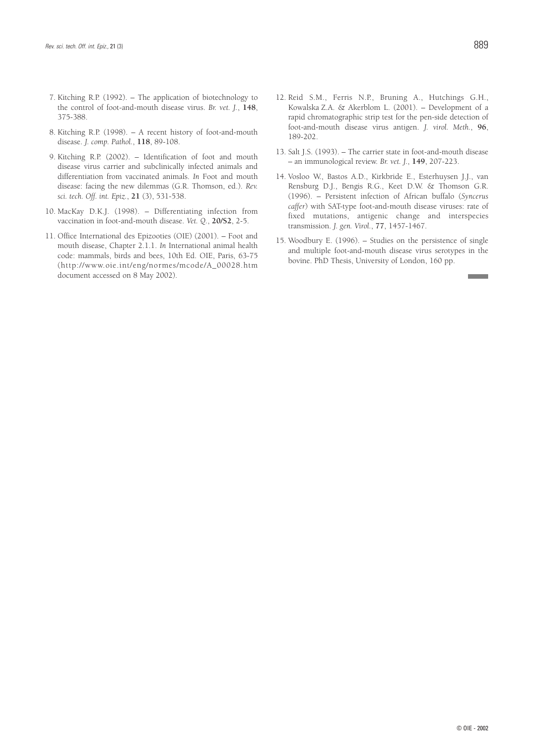7. Kitching R.P. (1992). – The application of biotechnology to the control of foot-and-mouth disease virus. *Br. vet. J.*, **148**, 375-388.

8. Kitching R.P. (1998). – A recent history of foot-and-mouth disease. *J. comp. Pathol.*, **118**, 89-108.

9. Kitching R.P. (2002). – Identification of foot and mouth disease virus carrier and subclinically infected animals and differentiation from vaccinated animals. *In* Foot and mouth disease: facing the new dilemmas (G.R. Thomson, ed.). *Rev. sci. tech. Off. int. Epiz.*, **21** (3), 531-538.

10. MacKay D.K.J. (1998). – Differentiating infection from vaccination in foot-and-mouth disease. *Vet. Q.*, **20/S2**, 2-5.

11. Office International des Epizooties (OIE) (2001). – Foot and mouth disease, Chapter 2.1.1. *In* International animal health code: mammals, birds and bees, 10th Ed. OIE, Paris, 63-75 (http://www.oie.int/eng/normes/mcode/A_00028.htm document accessed on 8 May 2002).

12. Reid S.M., Ferris N.P., Bruning A., Hutchings G.H., Kowalska Z.A. & Akerblom L. (2001). – Development of a rapid chromatographic strip test for the pen-side detection of foot-and-mouth disease virus antigen. *J. virol. Meth.*, **96**, 189-202.

13. Salt J.S. (1993). – The carrier state in foot-and-mouth disease – an immunological review. *Br. vet. J.*, **149**, 207-223.

14. Vosloo W., Bastos A.D., Kirkbride E., Esterhuysen J.J., van Rensburg D.J., Bengis R.G., Keet D.W. & Thomson G.R. (1996). – Persistent infection of African buffalo (*Syncerus caffer*) with SAT-type foot-and-mouth disease viruses: rate of fixed mutations, antigenic change and interspecies transmission. *J. gen. Virol.*, **77**, 1457-1467.

15. Woodbury E. (1996). – Studies on the persistence of single and multiple foot-and-mouth disease virus serotypes in the bovine. PhD Thesis, University of London, 160 pp.